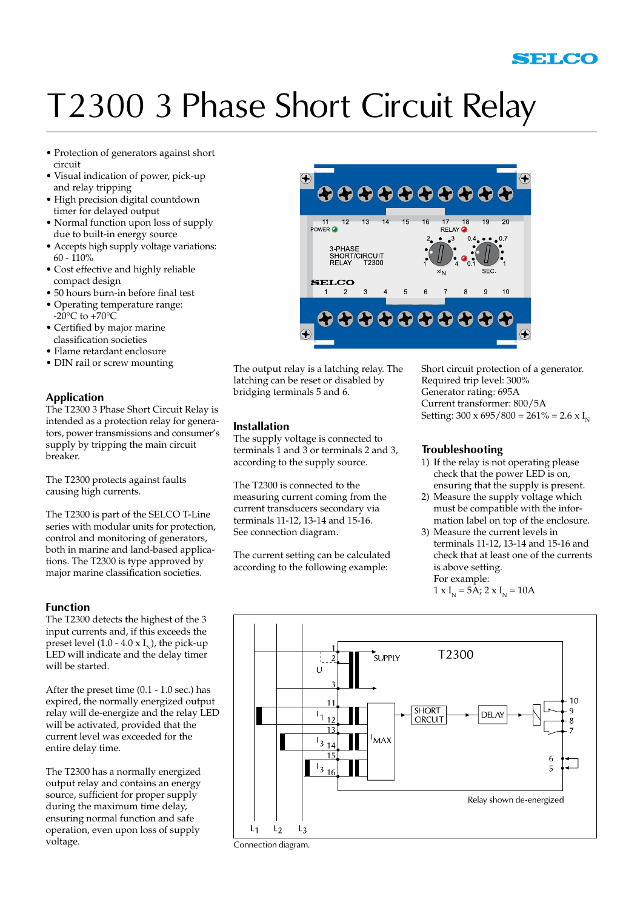# T2300 3 Phase Short Circuit Relay

- Protection of generators against short circuit
- Visual indication of power, pick-up and relay tripping
- High precision digital countdown timer for delayed output
- Normal function upon loss of supply due to built-in energy source
- Accepts high supply voltage variations: 60 - 110%
- Cost effective and highly reliable compact design
- 50 hours burn-in before final test
- Operating temperature range: -20°C to +70°C
- Certified by major marine classification societies
- Flame retardant enclosure
- DIN rail or screw mounting

## Application

The T2300 3 Phase Short Circuit Relay is intended as a protection relay for generators, power transmissions and consumer's supply by tripping the main circuit breaker.

The T2300 protects against faults causing high currents.

The T2300 is part of the SELCO T-Line series with modular units for protection, control and monitoring of generators, both in marine and land-based applications. The T2300 is type approved by major marine classification societies.

## Function

The T2300 detects the highest of the 3 input currents and, if this exceeds the preset level (1.0 - 4.0 x $I_N$), the pick-up LED will indicate and the delay timer will be started.

After the preset time (0.1 - 1.0 sec.) has expired, the normally energized output relay will de-energize and the relay LED will be activated, provided that the current level was exceeded for the entire delay time.

The T2300 has a normally energized output relay and contains an energy source, sufficient for proper supply during the maximum time delay, ensuring normal function and safe operation, even upon loss of supply voltage.

The output relay is a latching relay. The latching can be reset or disabled by bridging terminals 5 and 6.

## Installation

The supply voltage is connected to terminals 1 and 3 or terminals 2 and 3, according to the supply source.

The T2300 is connected to the measuring current coming from the current transducers secondary via terminals 11-12, 13-14 and 15-16. See connection diagram.

The current setting can be calculated according to the following example:

Short circuit protection of a generator.
Required trip level: 300%
Generator rating: 695A
Current transformer: 800/5A
Setting: 300 x 695/800 = 261% = 2.6 x $I_N$

## Troubleshooting

1) If the relay is not operating please check that the power LED is on, ensuring that the supply is present.
2) Measure the supply voltage which must be compatible with the information label on top of the enclosure.
3) Measure the current levels in terminals 11-12, 13-14 and 15-16 and check that at least one of the currents is above setting.
   For example:
   1 x $I_N$ = 5A; 2 x $I_N$ = 10A

Relay shown de-energized

Connection diagram.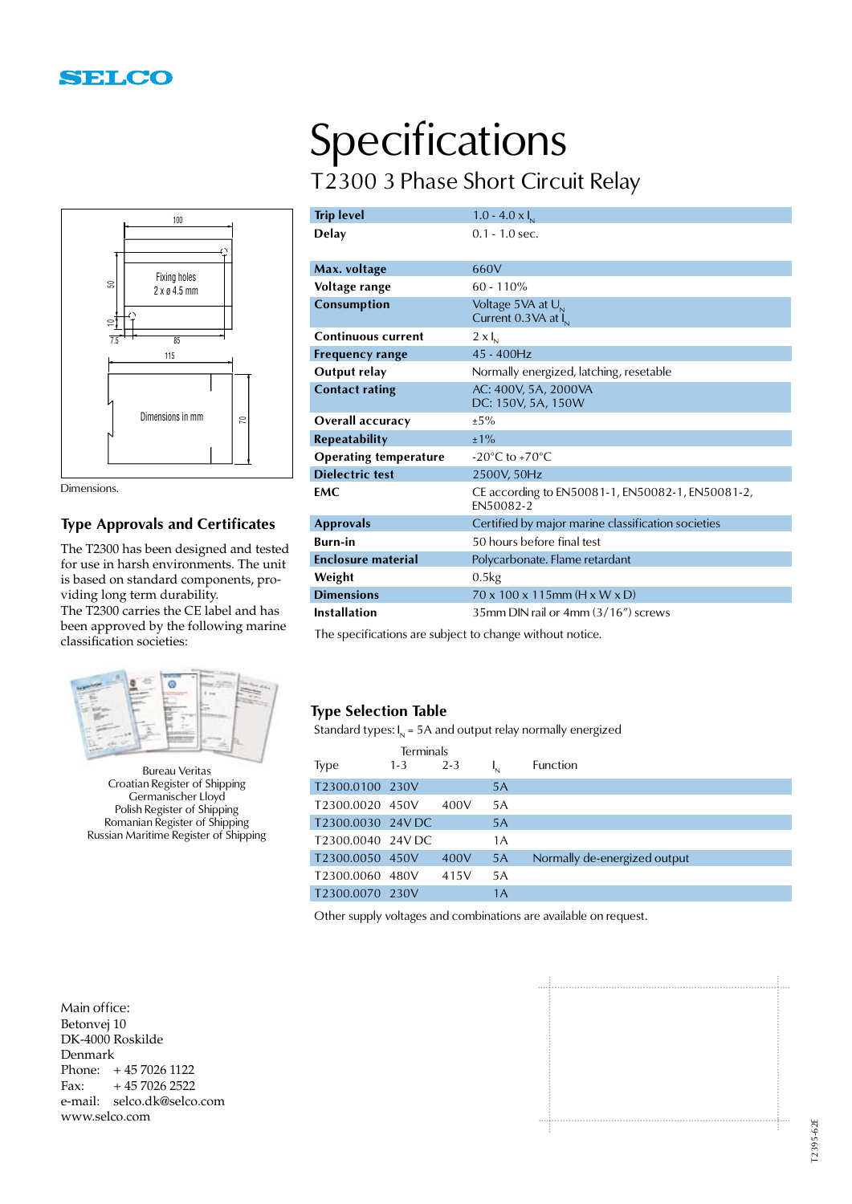# Specifications

## T2300 3 Phase Short Circuit Relay

100

Fixing holes
2 x ø 4.5 mm

50

10

7.5

85

115

Dimensions in mm

70

Dimensions.

| | |
|---|---|
| **Trip level** | 1.0 - 4.0 x $I_N$ |
| **Delay** | 0.1 - 1.0 sec. |
| | |
| **Max. voltage** | 660V |
| **Voltage range** | 60 - 110% |
| **Consumption** | Voltage 5VA at $U_N$<br>Current 0.3VA at $I_N$ |
| **Continuous current** | 2 x $I_N$ |
| **Frequency range** | 45 - 400Hz |
| **Output relay** | Normally energized, latching, resetable |
| **Contact rating** | AC: 400V, 5A, 2000VA<br>DC: 150V, 5A, 150W |
| **Overall accuracy** | ±5% |
| **Repeatability** | ±1% |
| **Operating temperature** | -20°C to +70°C |
| **Dielectric test** | 2500V, 50Hz |
| **EMC** | CE according to EN50081-1, EN50082-1, EN50081-2, EN50082-2 |
| **Approvals** | Certified by major marine classification societies |
| **Burn-in** | 50 hours before final test |
| **Enclosure material** | Polycarbonate. Flame retardant |
| **Weight** | 0.5kg |
| **Dimensions** | 70 x 100 x 115mm (H x W x D) |
| **Installation** | 35mm DIN rail or 4mm (3/16") screws |

The specifications are subject to change without notice.

### Type Approvals and Certificates

The T2300 has been designed and tested for use in harsh environments. The unit is based on standard components, providing long term durability.
The T2300 carries the CE label and has been approved by the following marine classification societies:

Bureau Veritas
Croatian Register of Shipping
Germanischer Lloyd
Polish Register of Shipping
Romanian Register of Shipping
Russian Maritime Register of Shipping

### Type Selection Table

Standard types: $I_N$ = 5A and output relay normally energized

| Type | Terminals 1-3 | 2-3 | $I_N$ | Function |
|---|---|---|---|---|
| T2300.0100 | 230V | | 5A | |
| T2300.0020 | 450V | 400V | 5A | |
| T2300.0030 | 24V DC | | 5A | |
| T2300.0040 | 24V DC | | 1A | |
| T2300.0050 | 450V | 400V | 5A | Normally de-energized output |
| T2300.0060 | 480V | 415V | 5A | |
| T2300.0070 | 230V | | 1A | |

Other supply voltages and combinations are available on request.

Main office:
Betonvej 10
DK-4000 Roskilde
Denmark
Phone: + 45 7026 1122
Fax: + 45 7026 2522
e-mail: selco.dk@selco.com
www.selco.com

T2395-62E